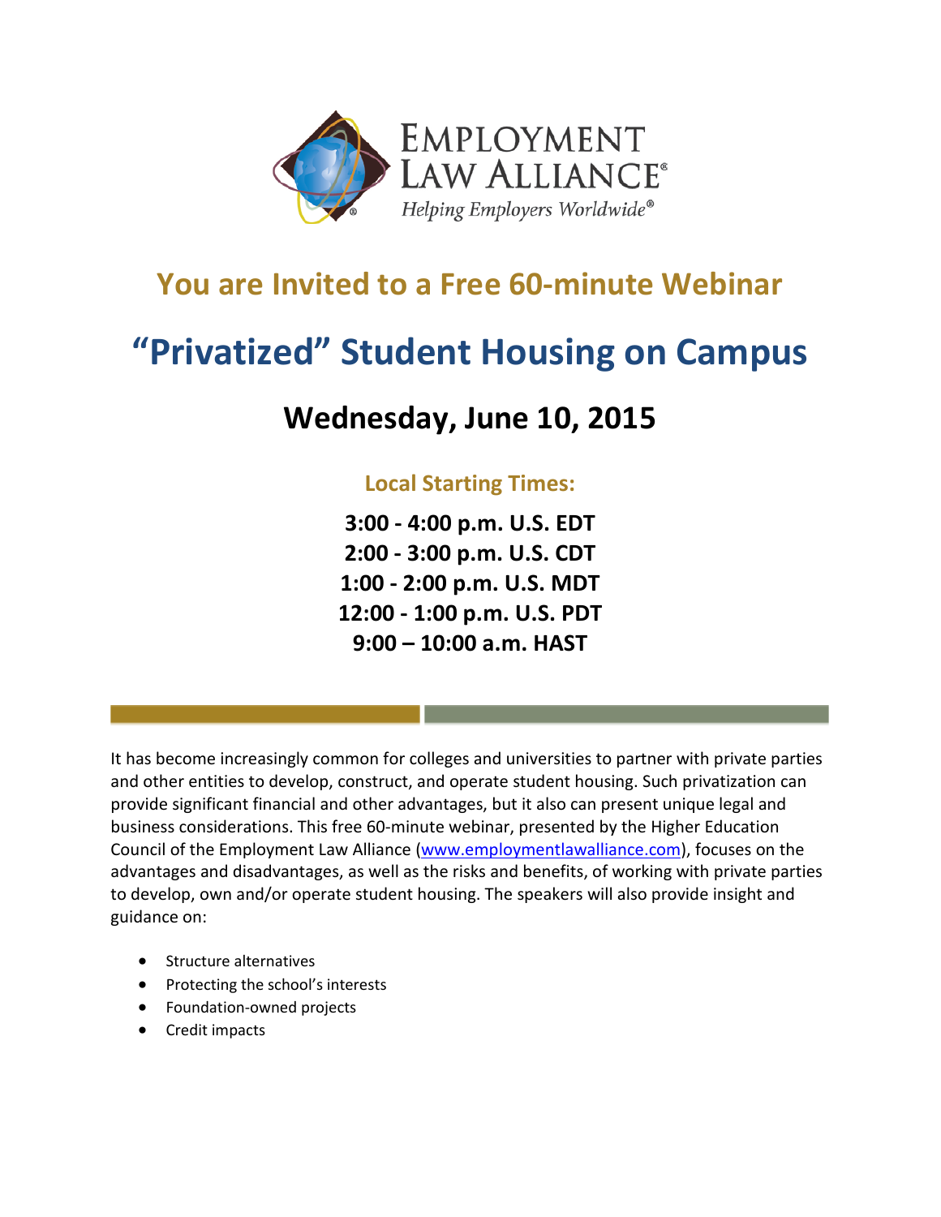EMPLOYMENT LAW ALLIANCE®

*Helping Employers Worldwide®*

## You are Invited to a Free 60-minute Webinar

# "Privatized" Student Housing on Campus

## Wednesday, June 10, 2015

### Local Starting Times:

**3:00 - 4:00 p.m. U.S. EDT**
**2:00 - 3:00 p.m. U.S. CDT**
**1:00 - 2:00 p.m. U.S. MDT**
**12:00 - 1:00 p.m. U.S. PDT**
**9:00 – 10:00 a.m. HAST**

It has become increasingly common for colleges and universities to partner with private parties and other entities to develop, construct, and operate student housing. Such privatization can provide significant financial and other advantages, but it also can present unique legal and business considerations. This free 60-minute webinar, presented by the Higher Education Council of the Employment Law Alliance (www.employmentlawalliance.com), focuses on the advantages and disadvantages, as well as the risks and benefits, of working with private parties to develop, own and/or operate student housing. The speakers will also provide insight and guidance on:

- Structure alternatives
- Protecting the school's interests
- Foundation-owned projects
- Credit impacts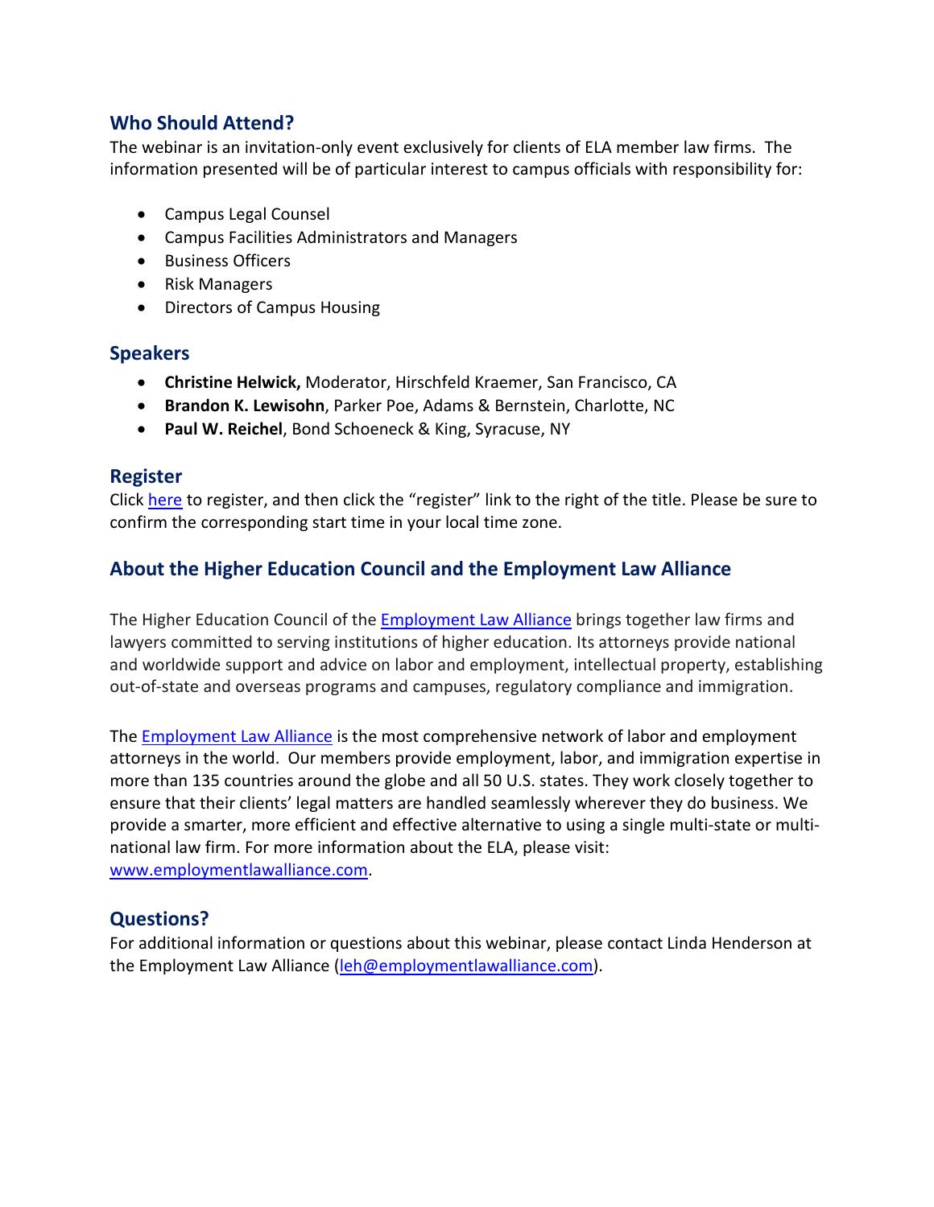## Who Should Attend?

The webinar is an invitation-only event exclusively for clients of ELA member law firms. The information presented will be of particular interest to campus officials with responsibility for:

- Campus Legal Counsel
- Campus Facilities Administrators and Managers
- Business Officers
- Risk Managers
- Directors of Campus Housing

## Speakers

- **Christine Helwick,** Moderator, Hirschfeld Kraemer, San Francisco, CA
- **Brandon K. Lewisohn**, Parker Poe, Adams & Bernstein, Charlotte, NC
- **Paul W. Reichel**, Bond Schoeneck & King, Syracuse, NY

## Register

Click here to register, and then click the "register" link to the right of the title. Please be sure to confirm the corresponding start time in your local time zone.

## About the Higher Education Council and the Employment Law Alliance

The Higher Education Council of the Employment Law Alliance brings together law firms and lawyers committed to serving institutions of higher education. Its attorneys provide national and worldwide support and advice on labor and employment, intellectual property, establishing out-of-state and overseas programs and campuses, regulatory compliance and immigration.

The Employment Law Alliance is the most comprehensive network of labor and employment attorneys in the world. Our members provide employment, labor, and immigration expertise in more than 135 countries around the globe and all 50 U.S. states. They work closely together to ensure that their clients' legal matters are handled seamlessly wherever they do business. We provide a smarter, more efficient and effective alternative to using a single multi-state or multi-national law firm. For more information about the ELA, please visit: www.employmentlawalliance.com.

## Questions?

For additional information or questions about this webinar, please contact Linda Henderson at the Employment Law Alliance (leh@employmentlawalliance.com).